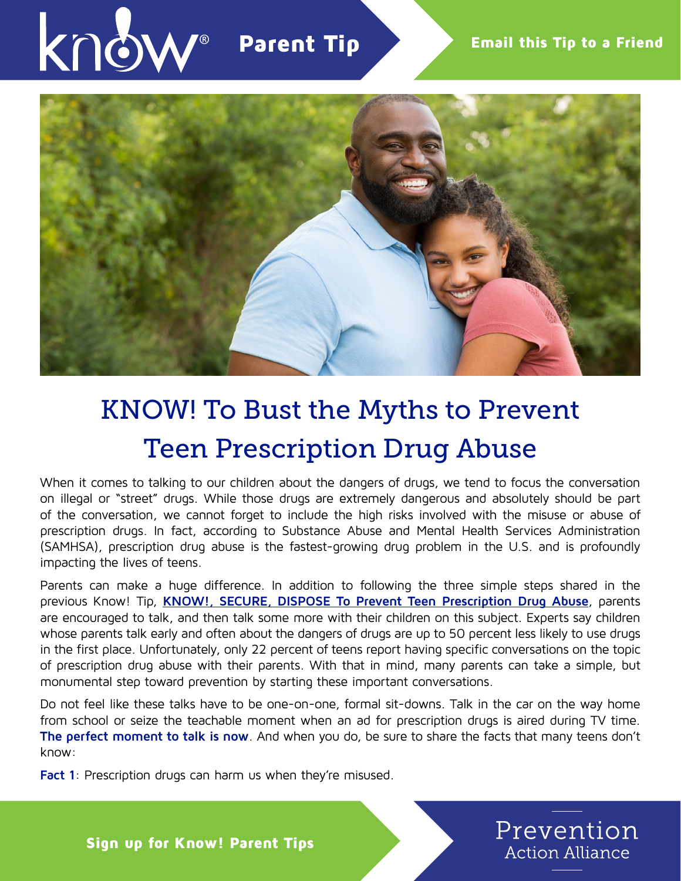# KNOW! To Bust the Myths to Prevent Teen Prescription Drug Abuse

When it comes to talking to our children about the dangers of drugs, we tend to focus the conversation on illegal or "street" drugs. While those drugs are extremely dangerous and absolutely should be part of the conversation, we cannot forget to include the high risks involved with the misuse or abuse of prescription drugs. In fact, according to Substance Abuse and Mental Health Services Administration (SAMHSA), prescription drug abuse is the fastest-growing drug problem in the U.S. and is profoundly impacting the lives of teens.

Parents can make a huge difference. In addition to following the three simple steps shared in the previous Know! Tip, **KNOW!, SECURE, DISPOSE To Prevent Teen Prescription Drug Abuse**, parents are encouraged to talk, and then talk some more with their children on this subject. Experts say children whose parents talk early and often about the dangers of drugs are up to 50 percent less likely to use drugs in the first place. Unfortunately, only 22 percent of teens report having specific conversations on the topic of prescription drug abuse with their parents. With that in mind, many parents can take a simple, but monumental step toward prevention by starting these important conversations.

Do not feel like these talks have to be one-on-one, formal sit-downs. Talk in the car on the way home from school or seize the teachable moment when an ad for prescription drugs is aired during TV time. **The perfect moment to talk is now**. And when you do, be sure to share the facts that many teens don't know:

**Fact 1**: Prescription drugs can harm us when they're misused.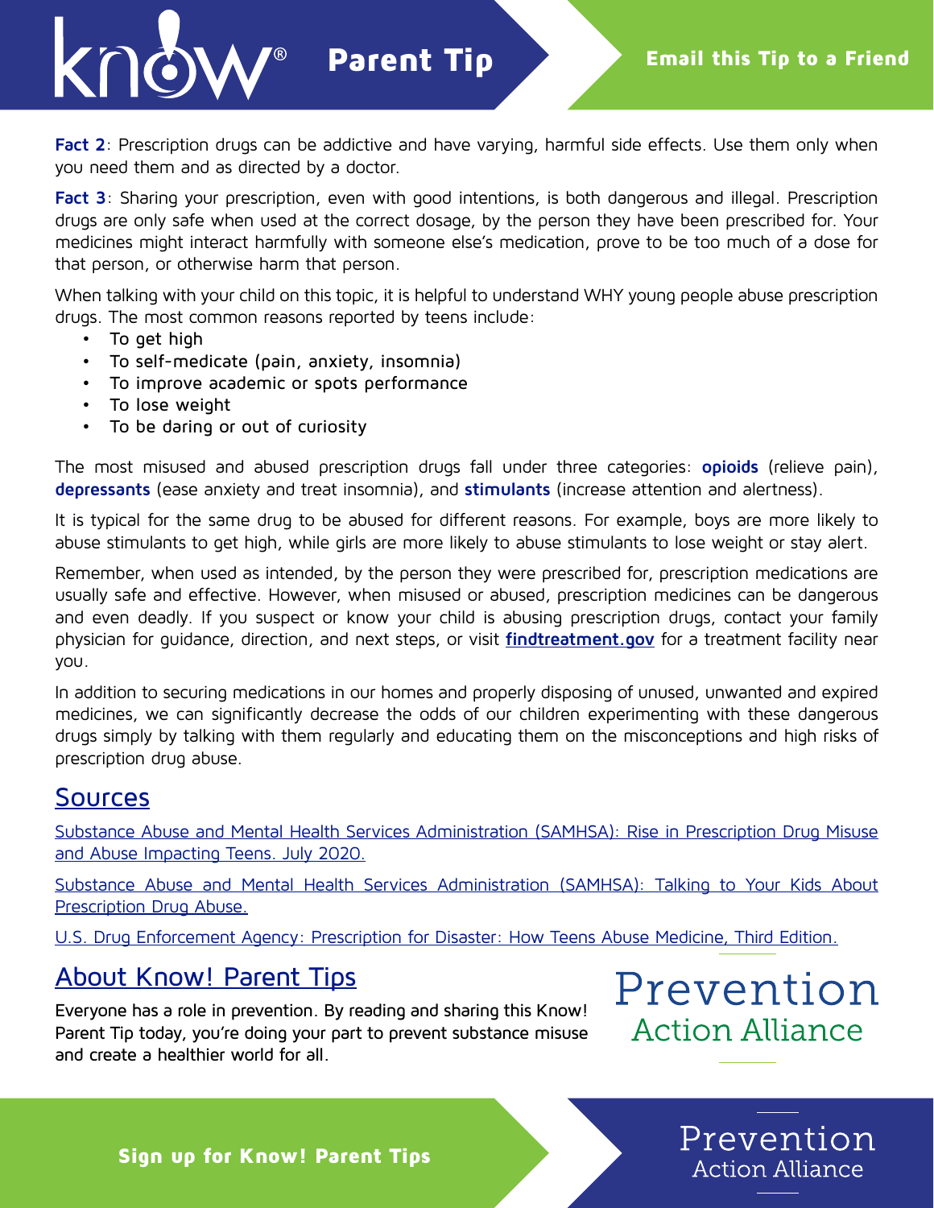**Fact 2**: Prescription drugs can be addictive and have varying, harmful side effects. Use them only when you need them and as directed by a doctor.

**Fact 3**: Sharing your prescription, even with good intentions, is both dangerous and illegal. Prescription drugs are only safe when used at the correct dosage, by the person they have been prescribed for. Your medicines might interact harmfully with someone else's medication, prove to be too much of a dose for that person, or otherwise harm that person.

When talking with your child on this topic, it is helpful to understand WHY young people abuse prescription drugs. The most common reasons reported by teens include:

- To get high
- To self-medicate (pain, anxiety, insomnia)
- To improve academic or spots performance
- To lose weight
- To be daring or out of curiosity

The most misused and abused prescription drugs fall under three categories: **opioids** (relieve pain), **depressants** (ease anxiety and treat insomnia), and **stimulants** (increase attention and alertness).

It is typical for the same drug to be abused for different reasons. For example, boys are more likely to abuse stimulants to get high, while girls are more likely to abuse stimulants to lose weight or stay alert.

Remember, when used as intended, by the person they were prescribed for, prescription medications are usually safe and effective. However, when misused or abused, prescription medicines can be dangerous and even deadly. If you suspect or know your child is abusing prescription drugs, contact your family physician for guidance, direction, and next steps, or visit **findtreatment.gov** for a treatment facility near you.

In addition to securing medications in our homes and properly disposing of unused, unwanted and expired medicines, we can significantly decrease the odds of our children experimenting with these dangerous drugs simply by talking with them regularly and educating them on the misconceptions and high risks of prescription drug abuse.

## Sources

Substance Abuse and Mental Health Services Administration (SAMHSA): Rise in Prescription Drug Misuse and Abuse Impacting Teens. July 2020.

Substance Abuse and Mental Health Services Administration (SAMHSA): Talking to Your Kids About Prescription Drug Abuse.

U.S. Drug Enforcement Agency: Prescription for Disaster: How Teens Abuse Medicine, Third Edition.

## About Know! Parent Tips

Everyone has a role in prevention. By reading and sharing this Know! Parent Tip today, you're doing your part to prevent substance misuse and create a healthier world for all.

Prevention Action Alliance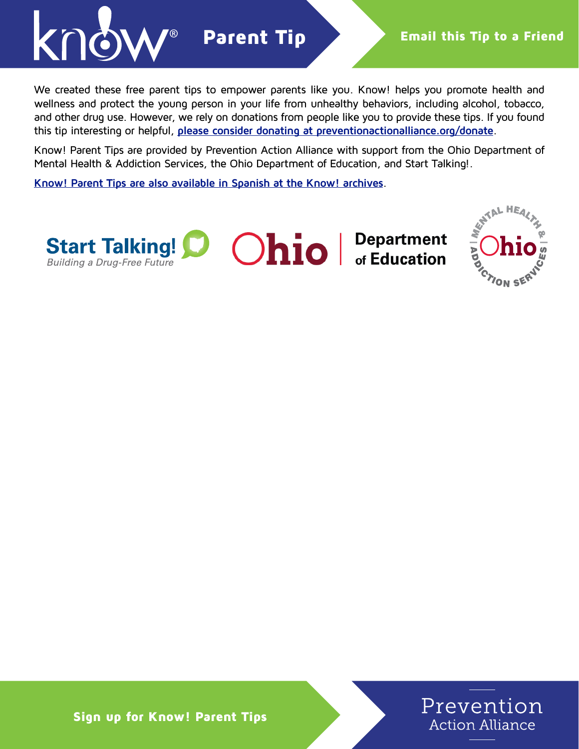We created these free parent tips to empower parents like you. Know! helps you promote health and wellness and protect the young person in your life from unhealthy behaviors, including alcohol, tobacco, and other drug use. However, we rely on donations from people like you to provide these tips. If you found this tip interesting or helpful, **please consider donating at preventionactionalliance.org/donate**.

Know! Parent Tips are provided by Prevention Action Alliance with support from the Ohio Department of Mental Health & Addiction Services, the Ohio Department of Education, and Start Talking!.

**Know! Parent Tips are also available in Spanish at the Know! archives**.

**Sign up for Know! Parent Tips**